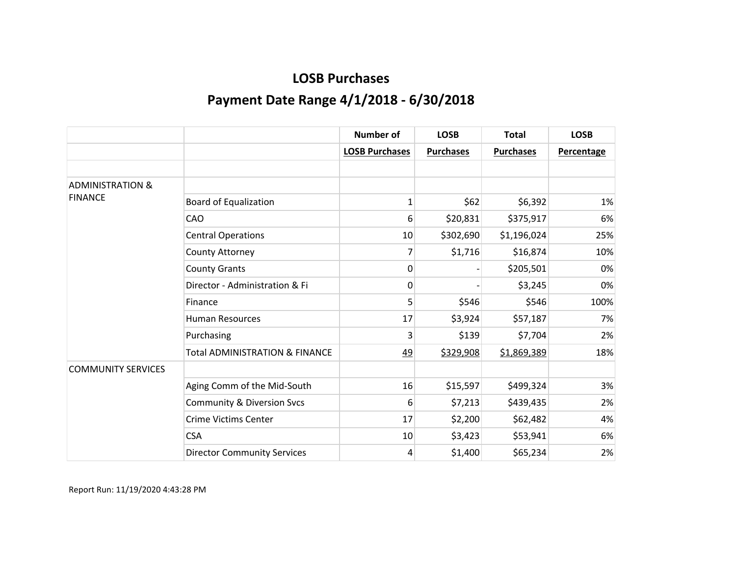# LOSB Purchases

## Payment Date Range 4/1/2018 - 6/30/2018

| | | Number of | LOSB | Total | LOSB |
|---|---|---|---|---|---|
| | | LOSB Purchases | Purchases | Purchases | Percentage |
| | | | | | |
| ADMINISTRATION & FINANCE | | | | | |
| | Board of Equalization | 1 | $62 | $6,392 | 1% |
| | CAO | 6 | $20,831 | $375,917 | 6% |
| | Central Operations | 10 | $302,690 | $1,196,024 | 25% |
| | County Attorney | 7 | $1,716 | $16,874 | 10% |
| | County Grants | 0 | - | $205,501 | 0% |
| | Director - Administration & Fi | 0 | - | $3,245 | 0% |
| | Finance | 5 | $546 | $546 | 100% |
| | Human Resources | 17 | $3,924 | $57,187 | 7% |
| | Purchasing | 3 | $139 | $7,704 | 2% |
| | Total ADMINISTRATION & FINANCE | 49 | $329,908 | $1,869,389 | 18% |
| COMMUNITY SERVICES | | | | | |
| | Aging Comm of the Mid-South | 16 | $15,597 | $499,324 | 3% |
| | Community & Diversion Svcs | 6 | $7,213 | $439,435 | 2% |
| | Crime Victims Center | 17 | $2,200 | $62,482 | 4% |
| | CSA | 10 | $3,423 | $53,941 | 6% |
| | Director Community Services | 4 | $1,400 | $65,234 | 2% |

Report Run: 11/19/2020 4:43:28 PM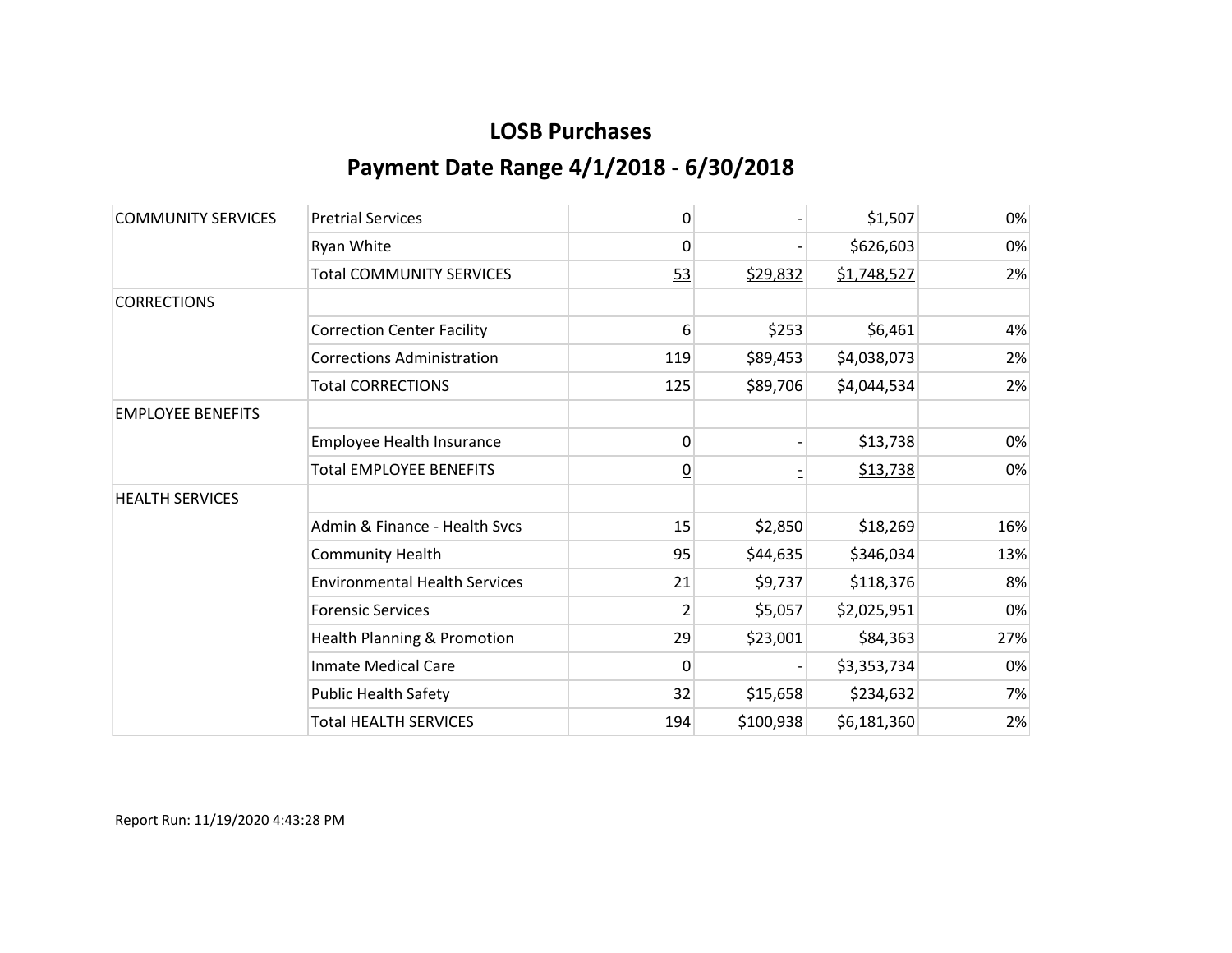# LOSB Purchases

## Payment Date Range 4/1/2018 - 6/30/2018

| | | | | | |
|---|---|---|---|---|---|
| COMMUNITY SERVICES | Pretrial Services | 0 | - | $1,507 | 0% |
| | Ryan White | 0 | - | $626,603 | 0% |
| | Total COMMUNITY SERVICES | 53 | $29,832 | $1,748,527 | 2% |
| CORRECTIONS | | | | | |
| | Correction Center Facility | 6 | $253 | $6,461 | 4% |
| | Corrections Administration | 119 | $89,453 | $4,038,073 | 2% |
| | Total CORRECTIONS | 125 | $89,706 | $4,044,534 | 2% |
| EMPLOYEE BENEFITS | | | | | |
| | Employee Health Insurance | 0 | - | $13,738 | 0% |
| | Total EMPLOYEE BENEFITS | 0 | - | $13,738 | 0% |
| HEALTH SERVICES | | | | | |
| | Admin & Finance - Health Svcs | 15 | $2,850 | $18,269 | 16% |
| | Community Health | 95 | $44,635 | $346,034 | 13% |
| | Environmental Health Services | 21 | $9,737 | $118,376 | 8% |
| | Forensic Services | 2 | $5,057 | $2,025,951 | 0% |
| | Health Planning & Promotion | 29 | $23,001 | $84,363 | 27% |
| | Inmate Medical Care | 0 | - | $3,353,734 | 0% |
| | Public Health Safety | 32 | $15,658 | $234,632 | 7% |
| | Total HEALTH SERVICES | 194 | $100,938 | $6,181,360 | 2% |

Report Run: 11/19/2020 4:43:28 PM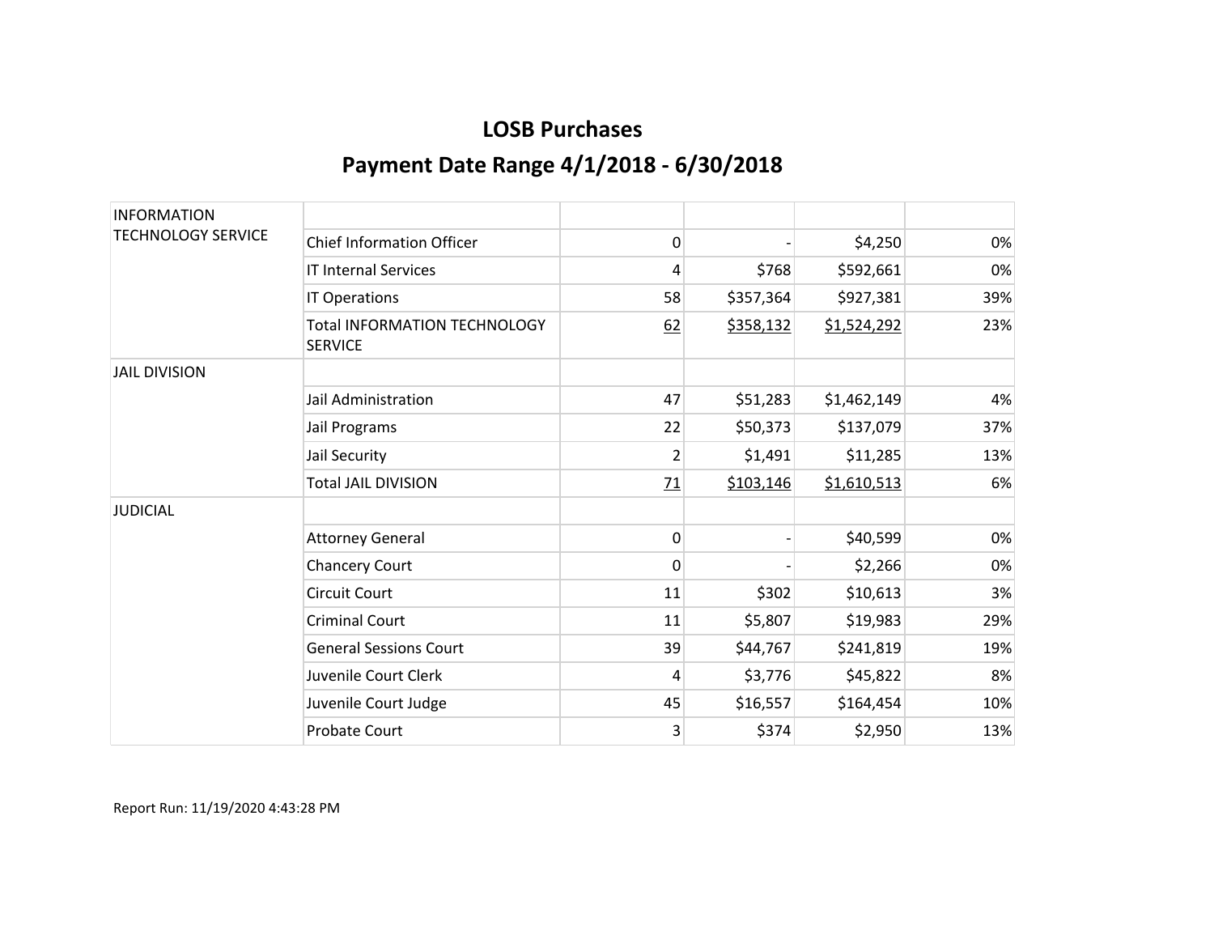# LOSB Purchases

## Payment Date Range 4/1/2018 - 6/30/2018

| | | | | | |
|---|---|---|---|---|---|
| INFORMATION TECHNOLOGY SERVICE | | | | | |
| | Chief Information Officer | 0 | - | $4,250 | 0% |
| | IT Internal Services | 4 | $768 | $592,661 | 0% |
| | IT Operations | 58 | $357,364 | $927,381 | 39% |
| | Total INFORMATION TECHNOLOGY SERVICE | 62 | $358,132 | $1,524,292 | 23% |
| JAIL DIVISION | | | | | |
| | Jail Administration | 47 | $51,283 | $1,462,149 | 4% |
| | Jail Programs | 22 | $50,373 | $137,079 | 37% |
| | Jail Security | 2 | $1,491 | $11,285 | 13% |
| | Total JAIL DIVISION | 71 | $103,146 | $1,610,513 | 6% |
| JUDICIAL | | | | | |
| | Attorney General | 0 | - | $40,599 | 0% |
| | Chancery Court | 0 | - | $2,266 | 0% |
| | Circuit Court | 11 | $302 | $10,613 | 3% |
| | Criminal Court | 11 | $5,807 | $19,983 | 29% |
| | General Sessions Court | 39 | $44,767 | $241,819 | 19% |
| | Juvenile Court Clerk | 4 | $3,776 | $45,822 | 8% |
| | Juvenile Court Judge | 45 | $16,557 | $164,454 | 10% |
| | Probate Court | 3 | $374 | $2,950 | 13% |

Report Run: 11/19/2020 4:43:28 PM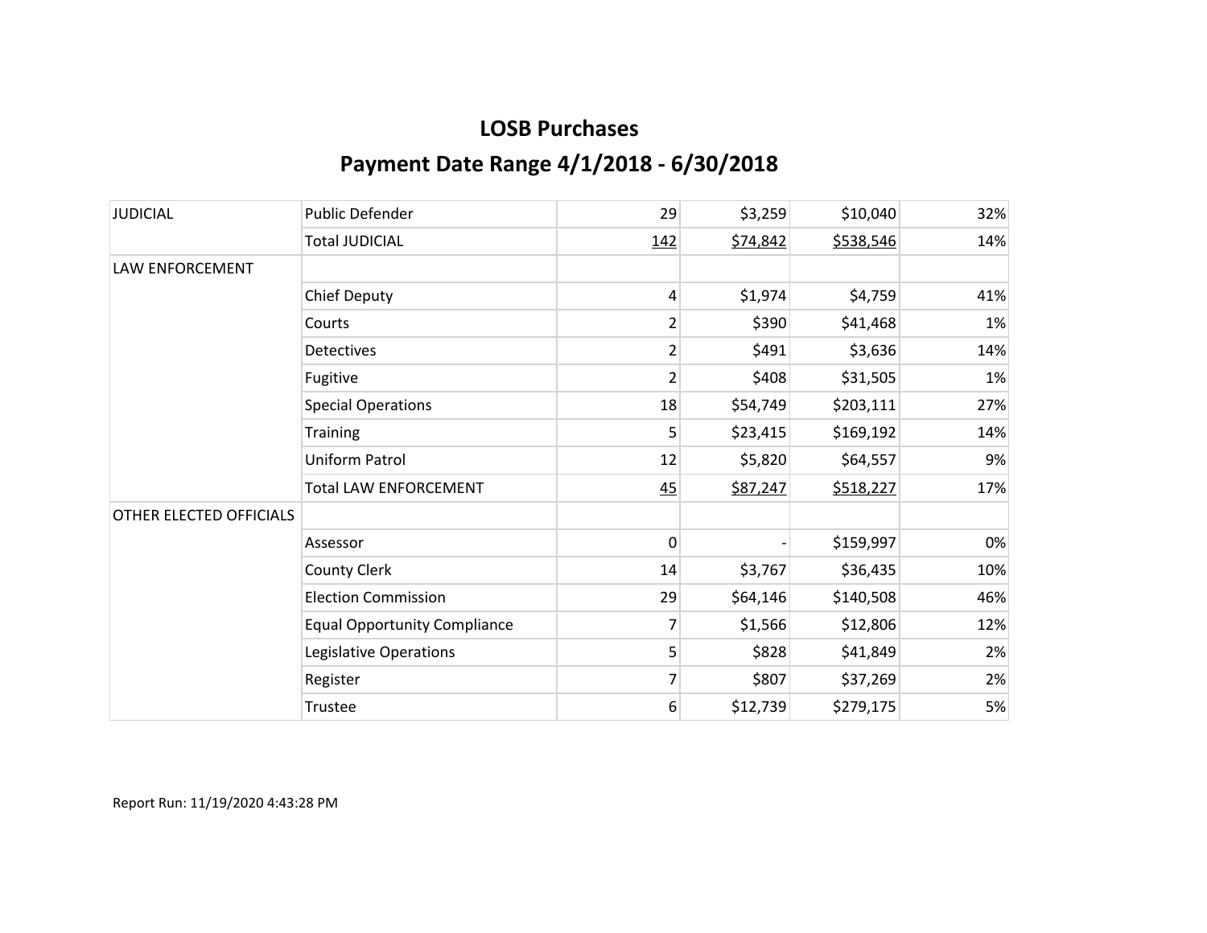# LOSB Purchases

## Payment Date Range 4/1/2018 - 6/30/2018

| | | | | | |
|---|---|---|---|---|---|
| JUDICIAL | Public Defender | 29 | $3,259 | $10,040 | 32% |
| | Total JUDICIAL | 142 | $74,842 | $538,546 | 14% |
| LAW ENFORCEMENT | | | | | |
| | Chief Deputy | 4 | $1,974 | $4,759 | 41% |
| | Courts | 2 | $390 | $41,468 | 1% |
| | Detectives | 2 | $491 | $3,636 | 14% |
| | Fugitive | 2 | $408 | $31,505 | 1% |
| | Special Operations | 18 | $54,749 | $203,111 | 27% |
| | Training | 5 | $23,415 | $169,192 | 14% |
| | Uniform Patrol | 12 | $5,820 | $64,557 | 9% |
| | Total LAW ENFORCEMENT | 45 | $87,247 | $518,227 | 17% |
| OTHER ELECTED OFFICIALS | | | | | |
| | Assessor | 0 | - | $159,997 | 0% |
| | County Clerk | 14 | $3,767 | $36,435 | 10% |
| | Election Commission | 29 | $64,146 | $140,508 | 46% |
| | Equal Opportunity Compliance | 7 | $1,566 | $12,806 | 12% |
| | Legislative Operations | 5 | $828 | $41,849 | 2% |
| | Register | 7 | $807 | $37,269 | 2% |
| | Trustee | 6 | $12,739 | $279,175 | 5% |

Report Run: 11/19/2020 4:43:28 PM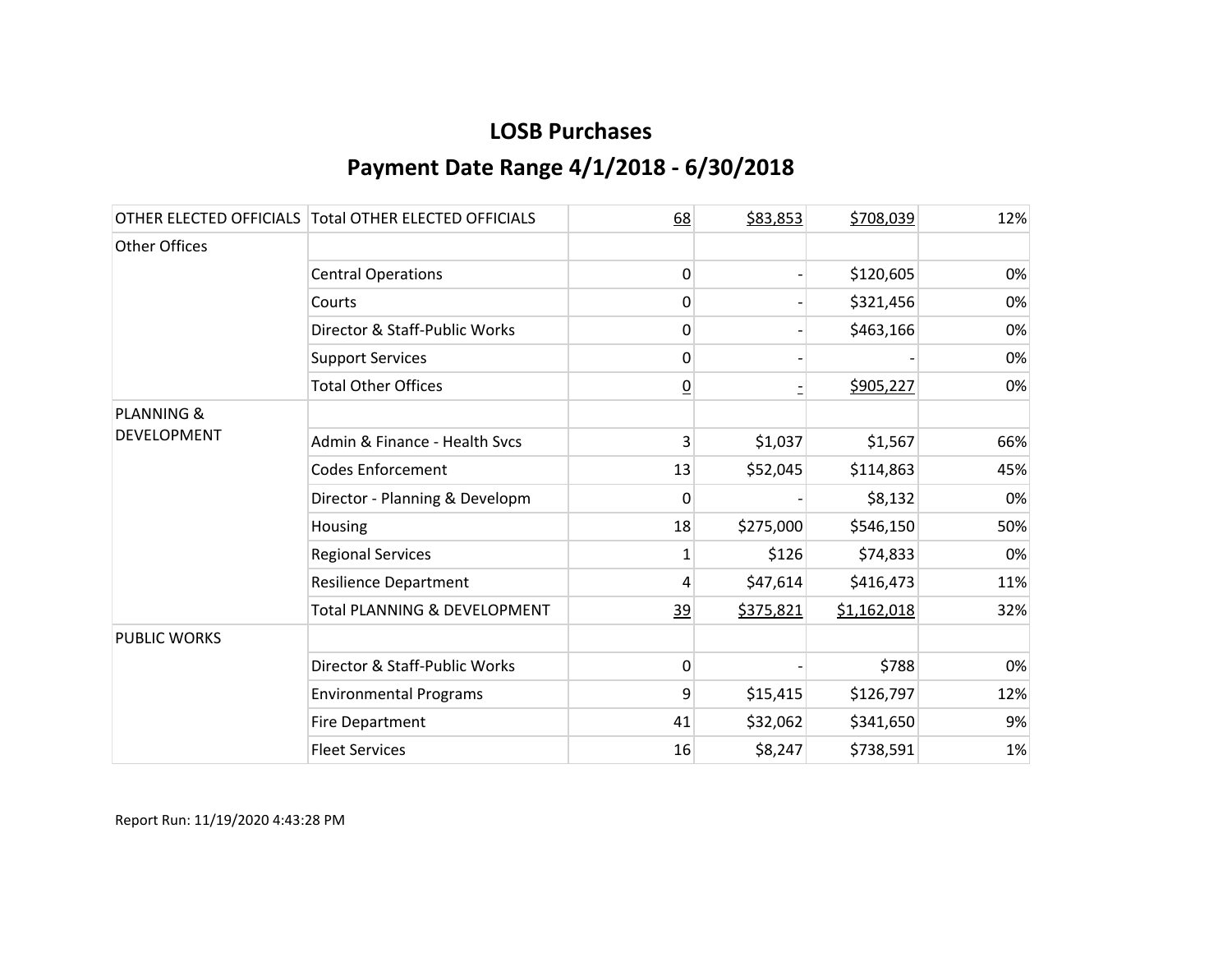# LOSB Purchases

## Payment Date Range 4/1/2018 - 6/30/2018

| | | | | | |
|---|---|---|---|---|---|
| OTHER ELECTED OFFICIALS | Total OTHER ELECTED OFFICIALS | 68 | $83,853 | $708,039 | 12% |
| Other Offices | | | | | |
| | Central Operations | 0 | - | $120,605 | 0% |
| | Courts | 0 | - | $321,456 | 0% |
| | Director & Staff-Public Works | 0 | - | $463,166 | 0% |
| | Support Services | 0 | - | - | 0% |
| | Total Other Offices | 0 | - | $905,227 | 0% |
| PLANNING & DEVELOPMENT | | | | | |
| | Admin & Finance - Health Svcs | 3 | $1,037 | $1,567 | 66% |
| | Codes Enforcement | 13 | $52,045 | $114,863 | 45% |
| | Director - Planning & Developm | 0 | - | $8,132 | 0% |
| | Housing | 18 | $275,000 | $546,150 | 50% |
| | Regional Services | 1 | $126 | $74,833 | 0% |
| | Resilience Department | 4 | $47,614 | $416,473 | 11% |
| | Total PLANNING & DEVELOPMENT | 39 | $375,821 | $1,162,018 | 32% |
| PUBLIC WORKS | | | | | |
| | Director & Staff-Public Works | 0 | - | $788 | 0% |
| | Environmental Programs | 9 | $15,415 | $126,797 | 12% |
| | Fire Department | 41 | $32,062 | $341,650 | 9% |
| | Fleet Services | 16 | $8,247 | $738,591 | 1% |

Report Run: 11/19/2020 4:43:28 PM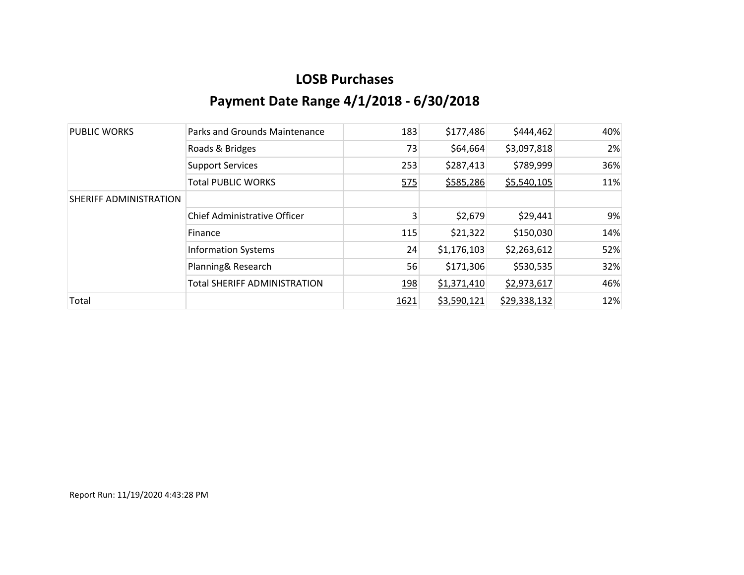# LOSB Purchases

## Payment Date Range 4/1/2018 - 6/30/2018

| | | | | | |
|---|---|---|---|---|---|
| PUBLIC WORKS | Parks and Grounds Maintenance | 183 | $177,486 | $444,462 | 40% |
| | Roads & Bridges | 73 | $64,664 | $3,097,818 | 2% |
| | Support Services | 253 | $287,413 | $789,999 | 36% |
| | Total PUBLIC WORKS | 575 | $585,286 | $5,540,105 | 11% |
| SHERIFF ADMINISTRATION | | | | | |
| | Chief Administrative Officer | 3 | $2,679 | $29,441 | 9% |
| | Finance | 115 | $21,322 | $150,030 | 14% |
| | Information Systems | 24 | $1,176,103 | $2,263,612 | 52% |
| | Planning& Research | 56 | $171,306 | $530,535 | 32% |
| | Total SHERIFF ADMINISTRATION | 198 | $1,371,410 | $2,973,617 | 46% |
| Total | | 1621 | $3,590,121 | $29,338,132 | 12% |

Report Run: 11/19/2020 4:43:28 PM